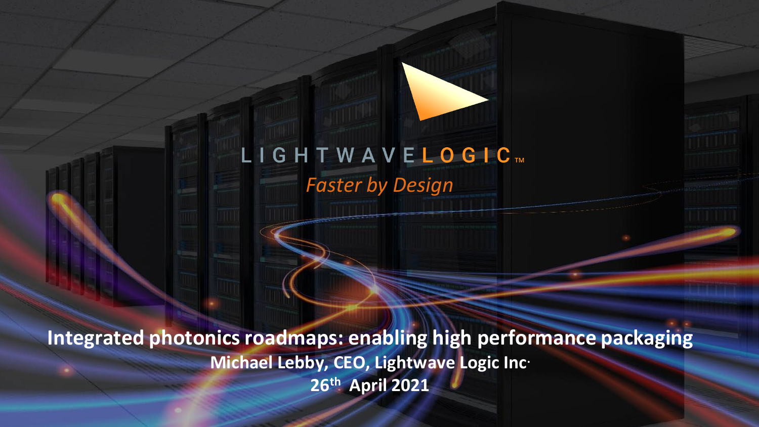LIGHTWAVE**LOGIC**™

*Faster by Design*

# Integrated photonics roadmaps: enabling high performance packaging

**Michael Lebby, CEO, Lightwave Logic Inc.**

**26th April 2021**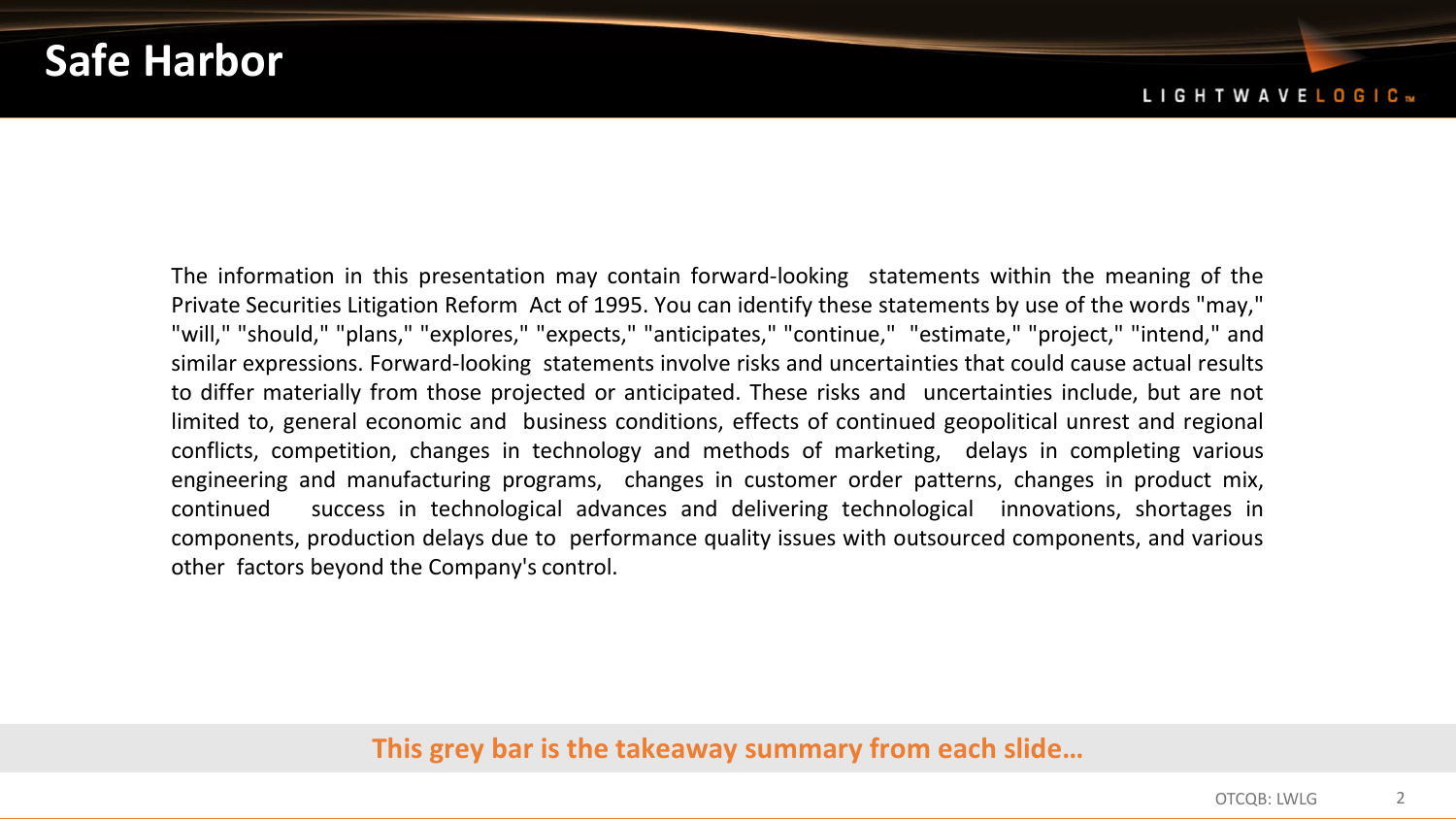# Safe Harbor

The information in this presentation may contain forward-looking statements within the meaning of the Private Securities Litigation Reform Act of 1995. You can identify these statements by use of the words "may," "will," "should," "plans," "explores," "expects," "anticipates," "continue," "estimate," "project," "intend," and similar expressions. Forward-looking statements involve risks and uncertainties that could cause actual results to differ materially from those projected or anticipated. These risks and uncertainties include, but are not limited to, general economic and business conditions, effects of continued geopolitical unrest and regional conflicts, competition, changes in technology and methods of marketing, delays in completing various engineering and manufacturing programs, changes in customer order patterns, changes in product mix, continued success in technological advances and delivering technological innovations, shortages in components, production delays due to performance quality issues with outsourced components, and various other factors beyond the Company's control.

**This grey bar is the takeaway summary from each slide…**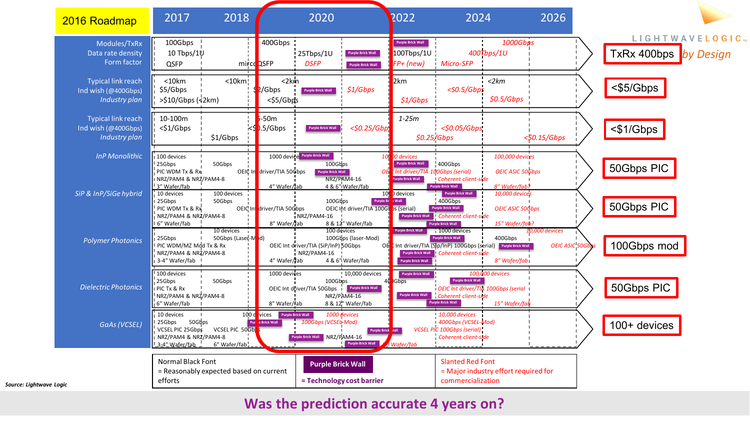# 2016 Roadmap

| | 2017 | 2018 | 2020 | 2022 | 2024 | 2026 | |
|---|---|---|---|---|---|---|---|
| Modules/TxRx Data rate density Form factor | 100Gbps 10 Tbps/1U QSFP | microQSFP | 400Gbps 25Tbps/1U *DSFP* | 100Tbps/1U *FP+ (new)* | *400Tbps/1U* *Micro-SFP* | *1000Gbps* | TxRx 400bps |
| Typical link reach Ind wish (@400Gbps) *Industry plan* | <10km $5/Gbps >$10/Gbps (<2km) | <10km | <2km $2/Gbps <$5/Gbps *$1/Gbps* | 2km *$1/Gbps* | *<$0.5/Gbps* <2km *$0.5/Gbps* | | <$5/Gbps |
| Typical link reach Ind wish (@400Gbps) *Industry plan* | 10-100m <$1/Gbps | $1/Gbps | 5-50m <$0.5/Gbps *<$0.25/Gbps* | 1-25m *$0.25/Gbps* | *<$0.05/Gbps* | *<$0.15/Gbps* | <$1/Gbps |
| *InP Monolithic* | 100 devices 25Gbps PIC WDM Tx & Rx NRZ/PAM4-8 3" Wafer/fab | 50Gbps NRZ/PAM4-8 | 1000 devices 100Gbps OEIC Int driver/TIA 50Gbps NRZ/PAM4-16 4" Wafer/fab 4 & 6" Wafer/fab | *10,000 devices* *OEIC Int driver/TIA 100Gbps (serial)* 400Gbps *Coherent client-side* | *100,000 devices* *OEIC ASIC 50Gbps* *8" Wafer/fab?* | | 50Gbps PIC |
| *SiP & InP/SiGe hybrid* | 10 devices 25Gbps PIC WDM Tx & Rx NRZ/PAM4-8 6" Wafer/fab | 100 devices 50Gbps NRZ/PAM4-8 | OEIC Int driver/TIA 50Gbps 100Gbps NRZ/PAM4-16 8" Wafer/fab 8 & 12" Wafer/fab | 1000 devices OEIC Int driver/TIA 100Gbps (serial) 400Gbps *Coherent client-side* | *10,000 devices* *OEIC ASIC 50Gbps* *15" Wafer/fab?* | | 50Gbps PIC |
| *Polymer Photonics* | 25Gbps PIC WDM/MZ Mod Tx & Rx NRZ/PAM4-8 3-4" Wafer/fab | 10 devices 50Gbps (Laser-Mod) NRZ/PAM4-8 | OEIC Int driver/TIA (SiP/InP) 50Gbps 100 devices 100Gbps (laser-Mod) NRZ/PAM4-16 4" Wafer/fab 4 & 6" Wafer/fab | OEIC Int driver/TIA (Sip/InP) 100Gbps (serial) 1000 devices *Coherent client-side* | 400Gbps *10,000 devices* *OEIC ASIC 50Gbps* *8" Wafer/fab* | | 100Gbps mod |
| *Dielectric Photonics* | 100 devices 25Gbps PIC Tx & Rx NRZ/PAM4-8 6" Wafer/fab | 50Gbps NRZ/PAM4-8 | 1000 devices OEIC Int driver/TIA 50Gbps 100Gbps 10,000 devices NRZ/PAM4-16 8" Wafer/fab 8 & 12" Wafer/fab | 400Gbps *OEIC Int driver/TIA 100Gbps (serial* *Coherent client-side* | *100,000 devices* *15" Wafer/fab* | | 50Gbps PIC |
| *GaAs (VCSEL)* | 10 devices 25Gbps VCSEL PIC 25Gbps NRZ/PAM4-8 3-4" Wafer/fab | 50Gbps VCSEL PIC 50Gbps 6" Wafer/fab | 100 devices *1000 devices* *100Gbps (VCSEL-Mod)* NRZ/PAM4-16 | *VCSEL PIC 100Gbps (serial)* *Wafer/fab* | *10,000 devices* *400Gbps (VCSEL-Mod)* *Coherent client-side* | | 100+ devices |

(Multiple "Purple Brick Wall" markers appear across the 2018–2024 columns; the 2020 column is highlighted.)

| Normal Black Font = Reasonably expected based on current efforts | **Purple Brick Wall** = Technology cost barrier | *Slanted Red Font* = Major industry effort required for commercialization |
|---|---|---|

LIGHTWAVELOGIC™ *by Design*

**Source: Lightwave Logic**

## Was the prediction accurate 4 years on?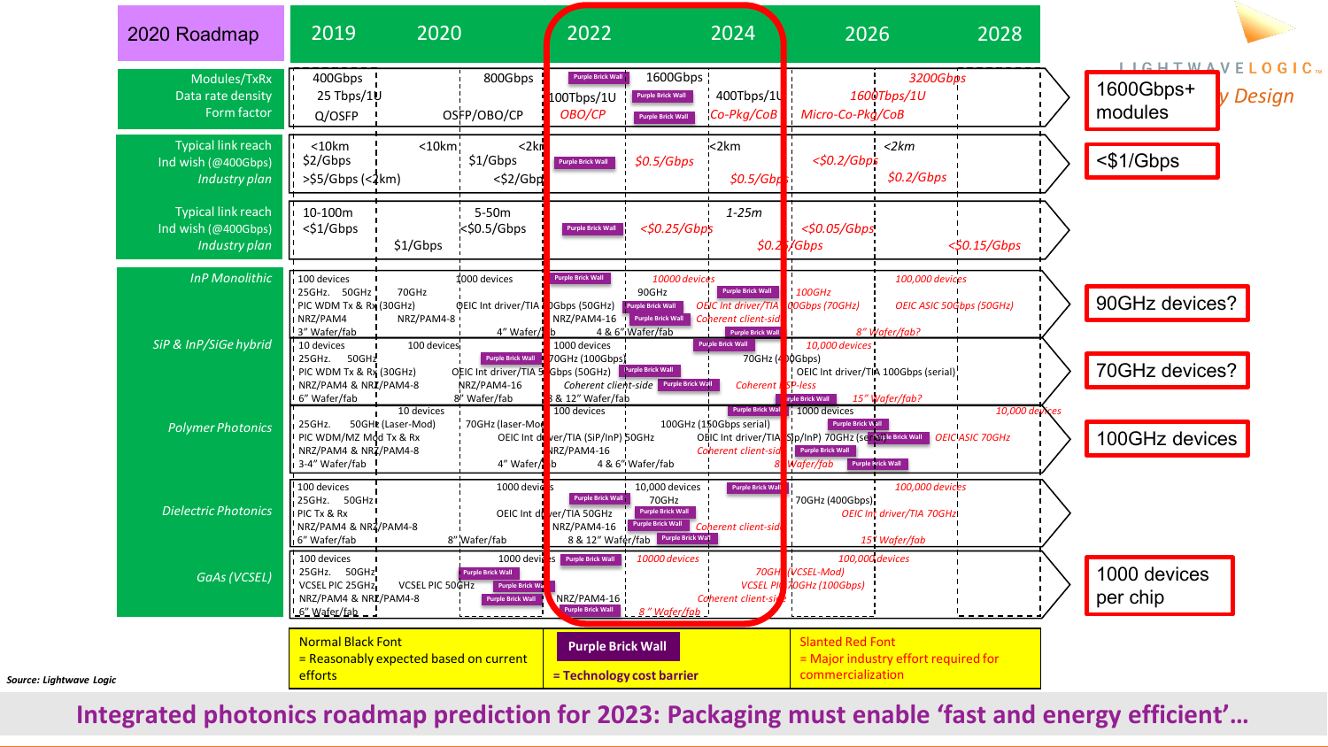# Integrated photonics roadmap prediction for 2023: Packaging must enable 'fast and energy efficient'…

| 2020 Roadmap | 2019 | 2020 | 2022 | 2024 | 2026 | 2028 |
|---|---|---|---|---|---|---|
| Modules/TxRx Data rate density Form factor | 400Gbps 25 Tbps/1U Q/OSFP | 800Gbps OSFP/OBO/CP | 100Tbps/1U *OBO/CP* | 1600Gbps 400Tbps/1U *Co-Pkg/CoB* | *1600Tbps/1U Micro-Co-Pkg/CoB* | *3200Gbps* |
| Typical link reach Ind wish (@400Gbps) *Industry plan* | <10km $2/Gbps >$5/Gbps (<2km) | <10km <2km $1/Gbps <$2/Gbps | *$0.5/Gbps* | <2km *$0.5/Gbps* | *<$0.2/Gbps* | <2km *$0.2/Gbps* |
| Typical link reach Ind wish (@400Gbps) *Industry plan* | 10-100m <$1/Gbps | 5-50m <$0.5/Gbps $1/Gbps | *<$0.25/Gbps* | 1-25m *$0.25/Gbps* | *<$0.05/Gbps* | *<$0.15/Gbps* |
| *InP Monolithic* | 100 devices 25GHz. 50GHz PIC WDM Tx & Rx NRZ/PAM4 3" Wafer/fab | 70GHz (30GHz) NRZ/PAM4-8 1000 devices OEIC Int driver/TIA 4" Wafer/fab | 100Gbps (50GHz) NRZ/PAM4-16 | *10000 devices* 90GHz 4 & 6" Wafer/fab *OEIC Int driver/TIA* *Coherent client-side* | *100GHz 200Gbps (70GHz)* *8" Wafer/fab?* | *100,000 devices OEIC ASIC 50Gbps (50GHz)* |
| *SiP & InP/SiGe hybrid* | 10 devices 25GHz. 50GHz PIC WDM Tx & Rx (30GHz) NRZ/PAM4 & NRZ/PAM4-8 6" Wafer/fab | 100 devices OEIC Int driver/TIA NRZ/PAM4-16 8" Wafer/fab | 1000 devices 70GHz (100Gbps) 50Gbps (50GHz) *Coherent client-side* 8 & 12" Wafer/fab | 70GHz (400Gbps) *Coherent DSP-less* | *10,000 devices* OEIC Int driver/TIA 100Gbps (serial) *15" Wafer/fab?* | |
| *Polymer Photonics* | 25GHz. 50GHz (Laser-Mod) PIC WDM/MZ Mod Tx & Rx NRZ/PAM4 & NRZ/PAM4-8 3-4" Wafer/fab | 10 devices 70GHz (laser-Mod) OEIC Int driver/TIA (SiP/InP) 50GHz NRZ/PAM4-16 4" Wafer/fab | 100 devices 4 & 6" Wafer/fab | 100GHz (150Gbps serial) OEIC Int driver/TIA (SiP/InP) 70GHz (serial) *Coherent client-side* | 1000 devices *8" Wafer/fab* | *10,000 devices OEIC ASIC 70GHz* |
| *Dielectric Photonics* | 100 devices 25GHz. 50GHz PIC Tx & Rx NRZ/PAM4 & NRZ/PAM4-8 6" Wafer/fab | 1000 devices OEIC Int driver/TIA 50GHz 8" Wafer/fab | NRZ/PAM4-16 8 & 12" Wafer/fab | 10,000 devices 70GHz *Coherent client-side* | 70GHz (400Gbps) *OEIC Int driver/TIA 70GHz* *15" Wafer/fab* | *100,000 devices* |
| *GaAs (VCSEL)* | 100 devices 25GHz. 50GHz VCSEL PIC 25GHz NRZ/PAM4 & NRZ/PAM4-8 6" Wafer/fab | VCSEL PIC 50GHz 1000 devices | NRZ/PAM4-16 | *10000 devices* *8" Wafer/fab* *Coherent client-side* | *70GHz (VCSEL-Mod) VCSEL PIC 70GHz (100Gbps)* *100,000 devices* | |

Normal Black Font = Reasonably expected based on current efforts

**Purple Brick Wall** = Technology cost barrier

*Slanted Red Font = Major industry effort required for commercialization*

- 1600Gbps+ modules
- <$1/Gbps
- 90GHz devices?
- 70GHz devices?
- 100GHz devices
- 1000 devices per chip

LIGHTWAVE LOGIC — *by Design*

Source: Lightwave Logic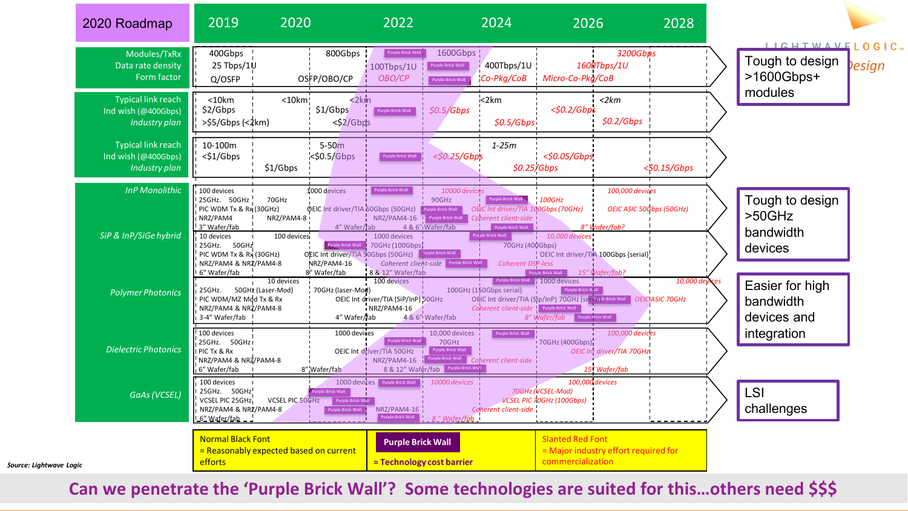# 2020 Roadmap

| | 2019 | 2020 | 2022 | 2024 | 2026 | 2028 |
|---|---|---|---|---|---|---|
| Modules/TxRx<br>Data rate density<br>Form factor | 400Gbps<br>25 Tbps/1U<br>Q/OSFP | 800Gbps<br>OSFP/OBO/CP | 1600Gbps<br>*100Tbps/1U*<br>*OBO/CP* | 400Tbps/1U<br>*Co-Pkg/CoB* | *3200Gbps*<br>*160Tbps/1U*<br>*Micro-Co-Pkg/CoB* | |
| Typical link reach<br>Ind wish (@400Gbps)<br>*Industry plan* | <10km<br>$2/Gbps<br>>$5/Gbps (<2km) | <10km<br>$1/Gbps<br><$2/Gbps | <2km<br>*$0.5/Gbps* | <2km<br>*$0.5/Gbps* | <2km<br>*<$0.2/Gbps*<br>*$0.2/Gbps* | |
| Typical link reach<br>Ind wish (@400Gbps)<br>*Industry plan* | 10-100m<br><$1/Gbps<br>$1/Gbps | 5-50m<br><$0.5/Gbps | *<$0.25/Gbps* | 1-25m<br>*$0.25/Gbps* | *<$0.05/Gbps* | *<$0.15/Gbps* |
| *InP Monolithic* | 100 devices<br>25GHz. 50GHz<br>PIC WDM Tx & Rx (30GHz)<br>NRZ/PAM4<br>3" Wafer/fab | 1000 devices<br>70GHz<br>OEIC Int driver/TIA 50Gbps (50GHz)<br>NRZ/PAM4-8<br>4" Wafer/fab | *10000 devices*<br>90GHz<br>NRZ/PAM4-16<br>4 & 6" Wafer/fab | *100GHz*<br>*OEIC Int driver/TIA 100Gbps (70GHz)*<br>*Coherent client-side* | *100,000 devices*<br>*OEIC ASIC 50Gbps (50GHz)*<br>*8" Wafer/fab?* | |
| *SiP & InP/SiGe hybrid* | 10 devices<br>25GHz. 50GHz<br>PIC WDM Tx & Rx (30GHz)<br>NRZ/PAM4 & NRZ/PAM4-8<br>6" Wafer/fab | 100 devices<br>OEIC Int driver/TIA 50Gbps (50GHz)<br>8" Wafer/fab | 1000 devices<br>70GHz (100Gbps)<br>NRZ/PAM4-16<br>*Coherent client-side*<br>8 & 12" Wafer/fab | *10,000 devices*<br>70GHz (400Gbps)<br>*Coherent DSP-less* | OEIC Int driver/TIA 100Gbps (serial)<br>*15" Wafer/fab?* | |
| *Polymer Photonics* | 25GHz. 50GHz (Laser-Mod)<br>PIC WDM/MZ Mod Tx & Rx<br>NRZ/PAM4 & NRZ/PAM4-8<br>3-4" Wafer/fab | 10 devices<br>70GHz (laser-Mod)<br>OEIC Int driver/TIA (SiP/InP) 50GHz<br>4" Wafer/fab | 100 devices<br>100GHz (150Gbps serial)<br>NRZ/PAM4-16<br>4 & 6" Wafer/fab | OEIC Int driver/TIA (Si/InP) 70GHz (serial)<br>*Coherent client-side*<br>*8" Wafer/fab* | 1000 devices<br>*OEIC ASIC 70GHz* | *10,000 devices* |
| *Dielectric Photonics* | 100 devices<br>25GHz. 50GHz<br>PIC Tx & Rx<br>NRZ/PAM4 & NRZ/PAM4-8<br>6" Wafer/fab | 1000 devices<br>OEIC Int driver/TIA 50GHz<br>8" Wafer/fab | 10,000 devices<br>70GHz<br>NRZ/PAM4-16<br>8 & 12" Wafer/fab | *Coherent client-side* | 70GHz (400Gbps)<br>*100,000 devices*<br>*OEIC Int driver/TIA 70GHz*<br>*15" Wafer/fab* | |
| *GaAs (VCSEL)* | 100 devices<br>25GHz. 50GHz<br>VCSEL PIC 25GHz<br>NRZ/PAM4 & NRZ/PAM4-8<br>6" Wafer/fab | VCSEL PIC 50GHz | 1000 devices<br>NRZ/PAM4-16 | *10000 devices*<br>*8" Wafer/fab*<br>*Coherent client-side* | *100,000 devices*<br>*70GHz (VCSEL-Mod)*<br>*VCSEL PIC 70GHz (100Gbps)* | |

- Tough to design >1600Gbps+ modules
- Tough to design >50GHz bandwidth devices
- Easier for high bandwidth devices and integration
- LSI challenges

| Normal Black Font = Reasonably expected based on current efforts | **Purple Brick Wall** = Technology cost barrier | *Slanted Red Font* = Major industry effort required for commercialization |
|---|---|---|

Source: Lightwave Logic

**Can we penetrate the 'Purple Brick Wall'? Some technologies are suited for this…others need $$$**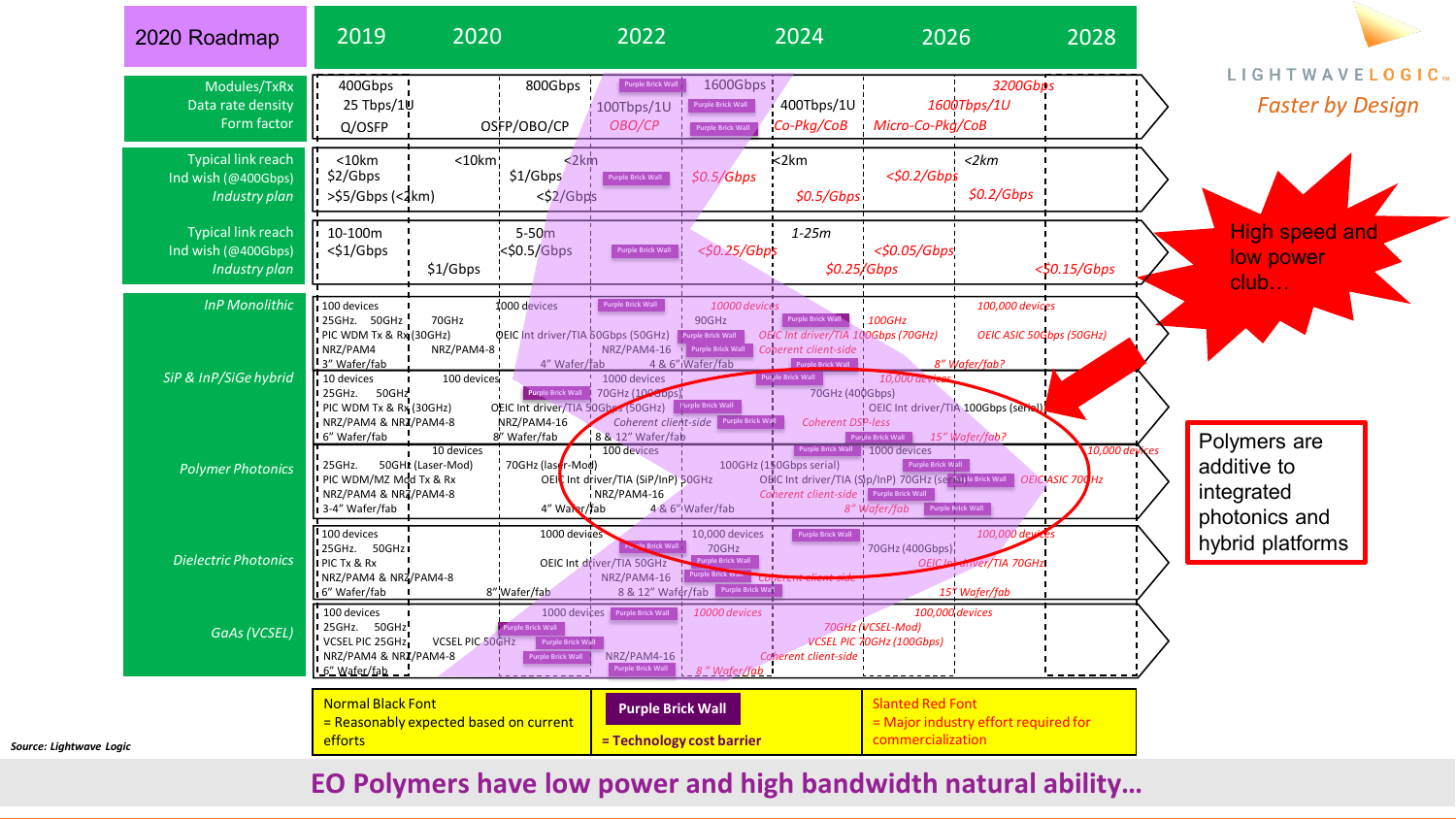# 2020 Roadmap

| 2020 Roadmap | 2019 | 2020 | 2022 | 2024 | 2026 | 2028 |
|---|---|---|---|---|---|---|
| Modules/TxRx<br>Data rate density<br>Form factor | 400Gbps<br>25 Tbps/1U<br>Q/OSFP | 800Gbps<br>OSFP/OBO/CP | 1600Gbps<br>100Tbps/1U<br>*OBO/CP* | 400Tbps/1U<br>*Co-Pkg/CoB* | *1600Tbps/1U*<br>*Micro-Co-Pkg/CoB* | *3200Gbps* |
| Typical link reach<br>Ind wish (@400Gbps)<br>*Industry plan* | <10km<br>$2/Gbps<br>>$5/Gbps (<2km) | <10km<br>$1/Gbps<br><$2/Gbps | <2km<br>*$0.5/Gbps* | <2km<br>*$0.5/Gbps* | *<$0.2/Gbps* | <2km<br>*$0.2/Gbps* |
| Typical link reach<br>Ind wish (@400Gbps)<br>*Industry plan* | 10-100m<br><$1/Gbps | $1/Gbps<br>5-50m<br><$0.5/Gbps | *<$0.25/Gbps* | 1-25m<br>*$0.25/Gbps* | *<$0.05/Gbps* | *<$0.15/Gbps* |
| *InP Monolithic* | 100 devices<br>25GHz. 50GHz<br>PIC WDM Tx & Rx (30GHz)<br>NRZ/PAM4<br>3" Wafer/fab | 70GHz<br>NRZ/PAM4-8<br>1000 devices<br>OEIC Int driver/TIA 60Gbps (50GHz)<br>4" Wafer/fab | *10000 devices*<br>90GHz<br>NRZ/PAM4-16<br>4 & 6" Wafer/fab | *100GHz*<br>*OEIC Int driver/TIA 100Gbps (70GHz)*<br>*Coherent client-side* | *100,000 devices*<br>*OEIC ASIC 50Gbps (50GHz)*<br>*8" Wafer/fab?* | |
| *SiP & InP/SiGe hybrid* | 10 devices<br>25GHz. 50GHz<br>PIC WDM Tx & Rx (30GHz)<br>NRZ/PAM4 & NRZ/PAM4-8<br>6" Wafer/fab | 100 devices<br>OEIC Int driver/TIA 50Gbps (50GHz)<br>NRZ/PAM4-16<br>8" Wafer/fab | 1000 devices<br>70GHz (100Gbps)<br>*Coherent client-side*<br>8 & 12" Wafer/fab | 70GHz (400Gbps)<br>*Coherent DSP-less* | *10,000 devices*<br>OEIC Int driver/TIA 100Gbps (serial)<br>*15" Wafer/fab?* | |
| *Polymer Photonics* | 25GHz. 50GHz (Laser-Mod)<br>PIC WDM/MZ Mod Tx & Rx<br>NRZ/PAM4 & NRZ/PAM4-8<br>3-4" Wafer/fab | 10 devices<br>70GHz (laser-Mod)<br>OEIC Int driver/TIA (SiP/InP) 50GHz<br>NRZ/PAM4-16<br>4" Wafer/fab | 100 devices<br>100GHz (150Gbps serial)<br>4 & 6" Wafer/fab | OEIC Int driver/TIA (Sip/InP) 70GHz (serial)<br>*Coherent client-side* | 1000 devices<br>*OEIC ASIC 70GHz*<br>*8" Wafer/fab* | *10,000 devices* |
| *Dielectric Photonics* | 100 devices<br>25GHz. 50GHz<br>PIC Tx & Rx<br>NRZ/PAM4 & NRZ/PAM4-8<br>6" Wafer/fab | 1000 devices<br>OEIC Int driver/TIA 50GHz<br>8" Wafer/fab | 10,000 devices<br>70GHz<br>NRZ/PAM4-16<br>8 & 12" Wafer/fab | *Coherent client-side* | 70GHz (400Gbps)<br>*100,000 devices*<br>*OEIC Int driver/TIA 70GHz*<br>*15" Wafer/fab* | |
| *GaAs (VCSEL)* | 100 devices<br>25GHz. 50GHz<br>VCSEL PIC 25GHz<br>NRZ/PAM4 & NRZ/PAM4-8<br>6" Wafer/fab | VCSEL PIC 50GHz<br>1000 devices | NRZ/PAM4-16<br>*10000 devices*<br>*8" Wafer/fab* | *70GHz (VCSEL-Mod)*<br>*VCSEL PIC 70GHz (100Gbps)*<br>*Coherent client-side* | *100,000 devices* | |

Normal Black Font = Reasonably expected based on current efforts

**Purple Brick Wall** = Technology cost barrier

*Slanted Red Font = Major industry effort required for commercialization*

LIGHTWAVE LOGIC
*Faster by Design*

High speed and low power club…

Polymers are additive to integrated photonics and hybrid platforms

Source: Lightwave Logic

**EO Polymers have low power and high bandwidth natural ability…**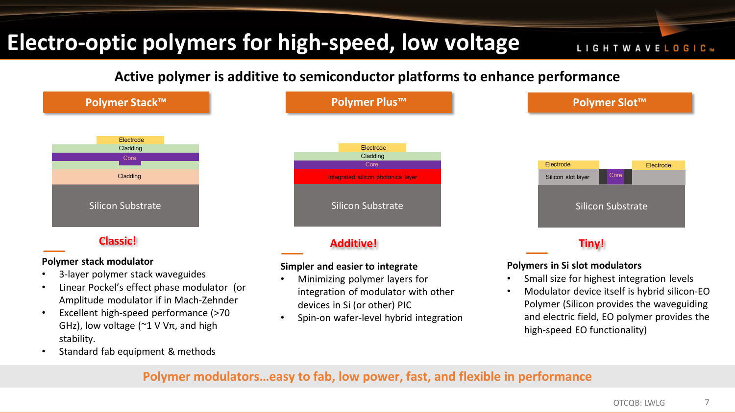# Electro-optic polymers for high-speed, low voltage

LIGHTWAVELOGIC

## Active polymer is additive to semiconductor platforms to enhance performance

### Polymer Stack™

Electrode
Cladding
Core
Cladding
Silicon Substrate

**Classic!**

**Polymer stack modulator**

- 3-layer polymer stack waveguides
- Linear Pockel's effect phase modulator (or Amplitude modulator if in Mach-Zehnder
- Excellent high-speed performance (>70 GHz), low voltage (~1 V Vπ, and high stability.
- Standard fab equipment & methods

### Polymer Plus™

Electrode
Cladding
Core
Integrated silicon photonics layer
Silicon Substrate

**Additive!**

**Simpler and easier to integrate**

- Minimizing polymer layers for integration of modulator with other devices in Si (or other) PIC
- Spin-on wafer-level hybrid integration

### Polymer Slot™

Electrode
Electrode
Silicon slot layer
Core
Silicon Substrate

**Tiny!**

**Polymers in Si slot modulators**

- Small size for highest integration levels
- Modulator device itself is hybrid silicon-EO Polymer (Silicon provides the waveguiding and electric field, EO polymer provides the high-speed EO functionality)

**Polymer modulators…easy to fab, low power, fast, and flexible in performance**

OTCQB: LWLG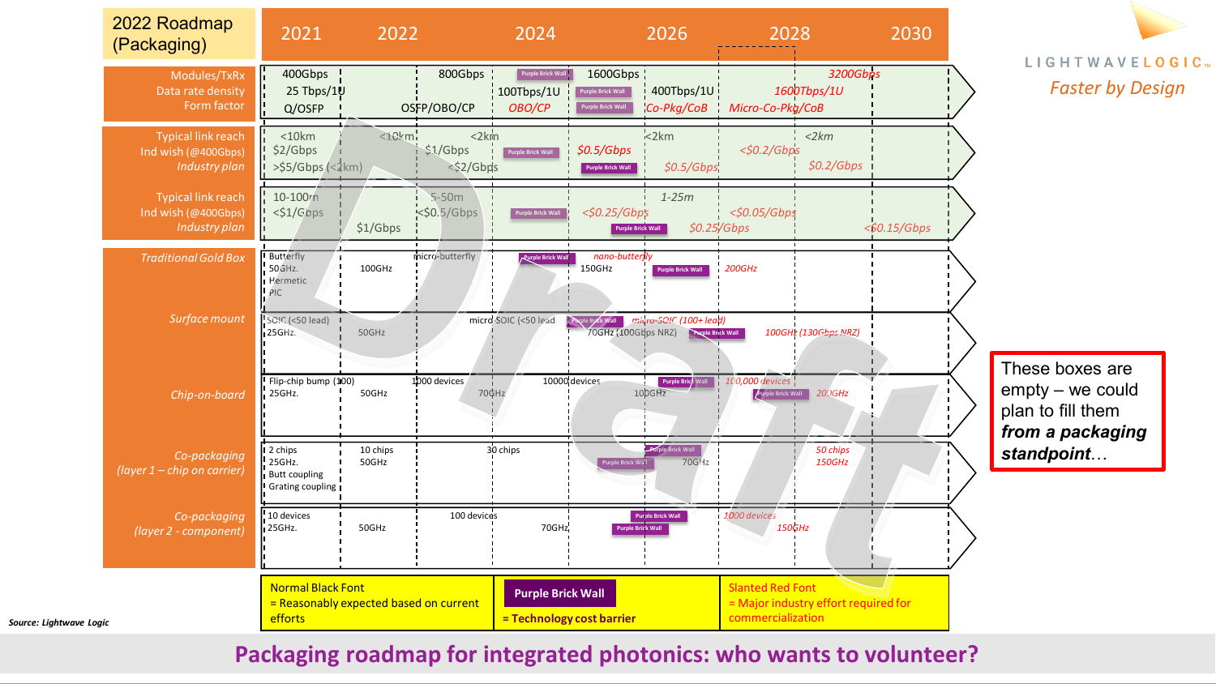# 2022 Roadmap (Packaging)

LIGHTWAVELOGIC™ *Faster by Design*

| | 2021 | 2022 | 2024 | 2026 | 2028 | 2030 |
|---|---|---|---|---|---|---|
| Modules/TxRx<br>Data rate density<br>Form factor | 400Gbps<br>25 Tbps/1U<br>Q/OSFP | 800Gbps<br>OSFP/OBO/CP | Purple Brick Wall<br>100Tbps/1U<br>*OBO/CP*<br>Purple Brick Wall<br>Purple Brick Wall | 1600Gbps<br>400Tbps/1U<br>*Co-Pkg/CoB* | *1600Tbps/1U*<br>*Micro-Co-Pkg/CoB* | *3200Gbps* |
| Typical link reach<br>Ind wish (@400Gbps)<br>*Industry plan* | <10km<br>$2/Gbps<br>>$5/Gbps (<2km) | <10km<br>$1/Gbps<br><$2/Gbps | <2km<br>Purple Brick Wall<br>*$0.5/Gbps*<br>Purple Brick Wall | <2km<br>*$0.5/Gbps* | *<$0.2/Gbps* | <2km<br>*$0.2/Gbps* |
| Typical link reach<br>Ind wish (@400Gbps)<br>*Industry plan* | 10-100m<br><$1/Gbps | $1/Gbps<br>5-50m<br><$0.5/Gbps | Purple Brick Wall<br>*<$0.25/Gbps*<br>Purple Brick Wall | 1-25m<br>*$0.25/Gbps* | *<$0.05/Gbps* | *<$0.15/Gbps* |
| *Traditional Gold Box* | Butterfly<br>50GHz.<br>Hermetic<br>PIC | 100GHz<br>micro-butterfly | Purple Brick Wall<br>*nano-butterfly*<br>150GHz | Purple Brick Wall<br>*200GHz* | | |
| *Surface mount* | SOIC (<50 lead)<br>25GHz. | 50GHz | micro-SOIC (<50 lead<br>Purple Brick Wall<br>70GHz (100Gbps NRZ) | *micro-SOIC (100+ lead)*<br>Purple Brick Wall | *100GHz (130Gbps NRZ)* | |
| *Chip-on-board* | Flip-chip bump (100)<br>25GHz. | 50GHz<br>1000 devices | 70GHz<br>10000 devices | 100GHz<br>Purple Brick Wall | *100,000 devices*<br>Purple Brick Wall<br>*200GHz* | |
| *Co-packaging (layer 1 – chip on carrier)* | 2 chips<br>25GHz.<br>Butt coupling<br>Grating coupling | 10 chips<br>50GHz | 30 chips<br>Purple Brick Wall | Purple Brick Wall<br>70GHz | *50 chips*<br>*150GHz* | |
| *Co-packaging (layer 2 - component)* | 10 devices<br>25GHz. | 50GHz | 100 devices<br>70GHz<br>Purple Brick Wall<br>Purple Brick Wall | | *1000 devices*<br>*150GHz* | |

Draft

These boxes are empty – we could plan to fill them ***from a packaging standpoint***…

| | | |
|---|---|---|
| Normal Black Font<br>= Reasonably expected based on current efforts | **Purple Brick Wall**<br>**= Technology cost barrier** | Slanted Red Font<br>= Major industry effort required for commercialization |

*Source: Lightwave Logic*

**Packaging roadmap for integrated photonics: who wants to volunteer?**